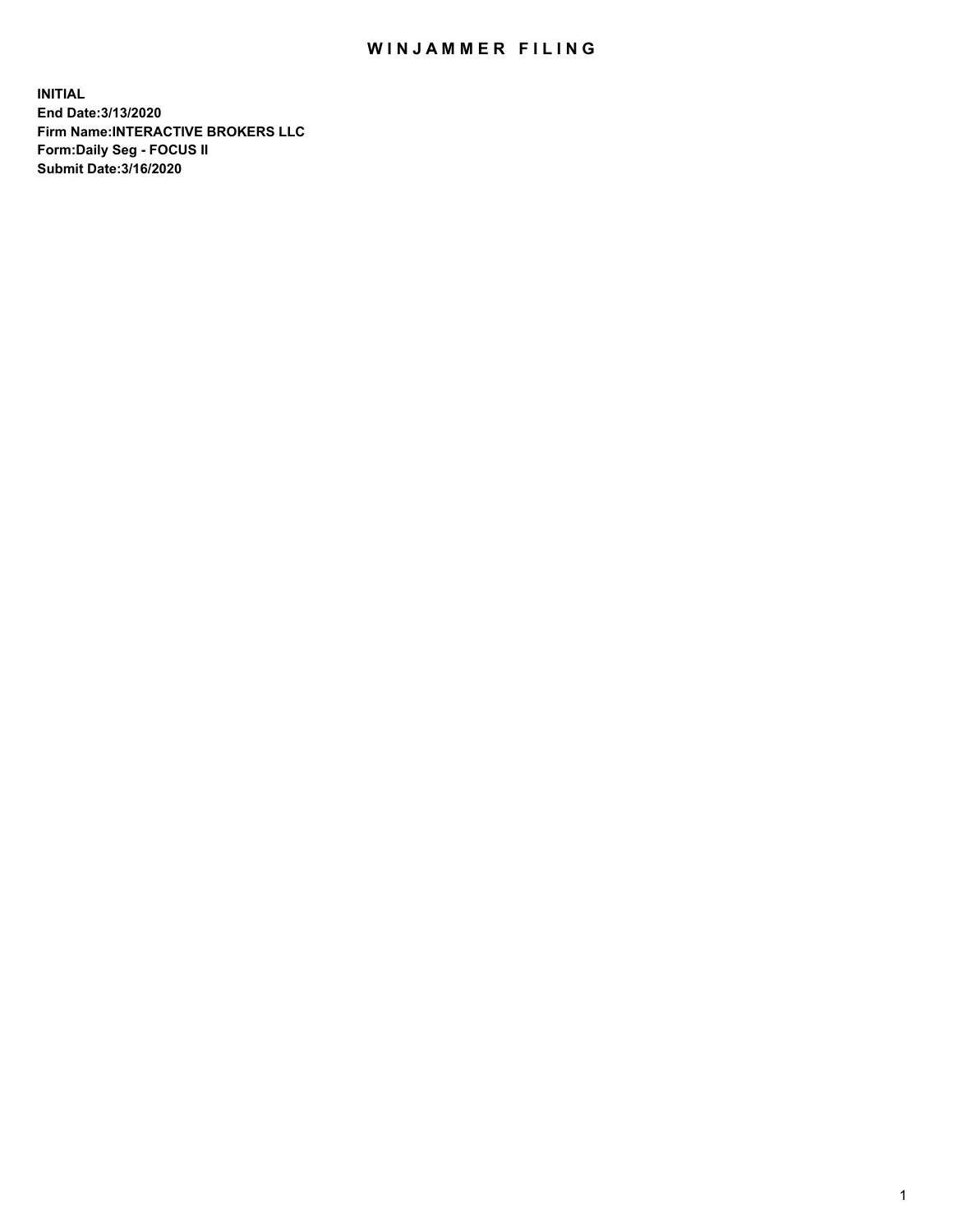# WINJAMMER FILING

**INITIAL**
**End Date:3/13/2020**
**Firm Name:INTERACTIVE BROKERS LLC**
**Form:Daily Seg - FOCUS II**
**Submit Date:3/16/2020**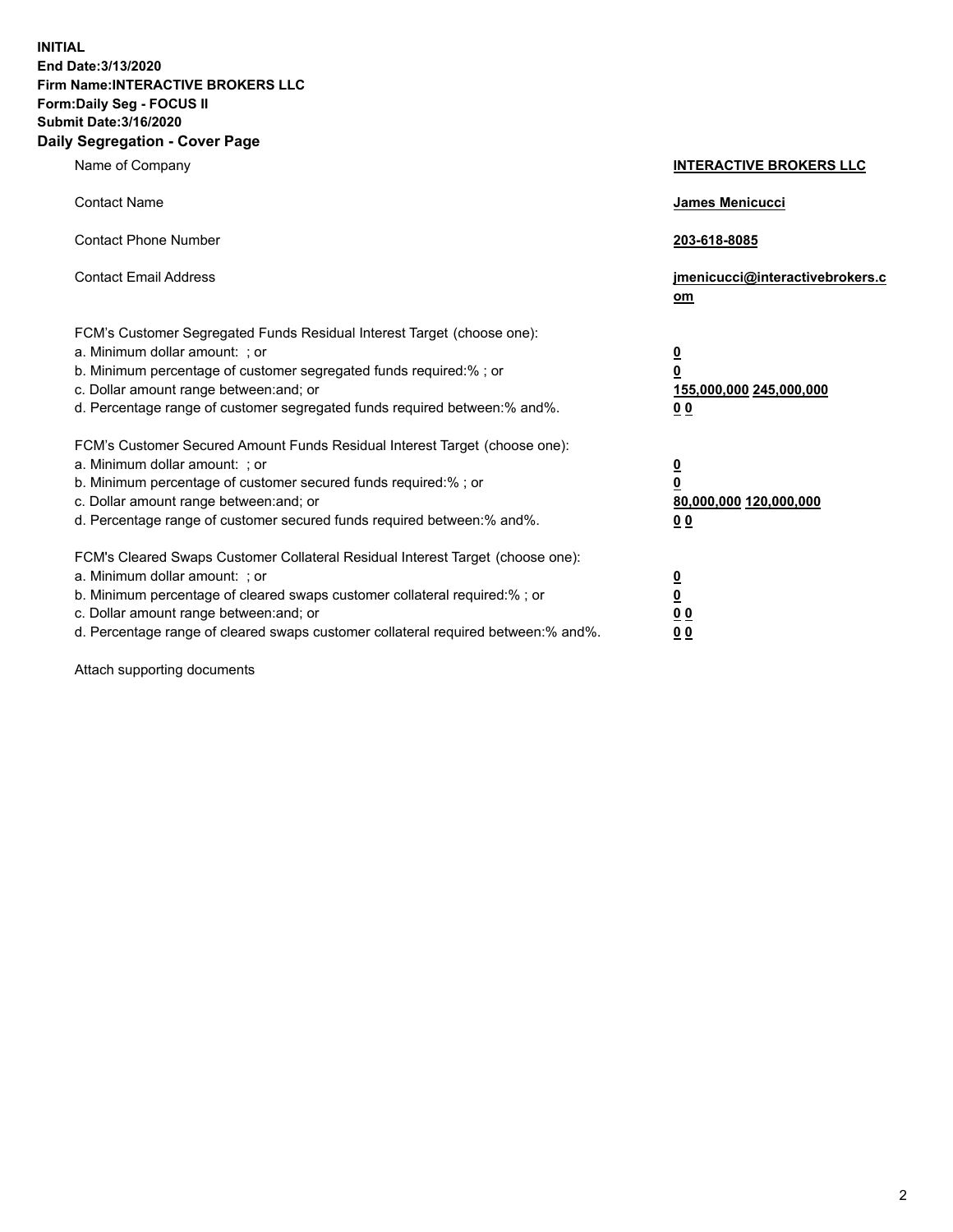**INITIAL**
**End Date:3/13/2020**
**Firm Name:INTERACTIVE BROKERS LLC**
**Form:Daily Seg - FOCUS II**
**Submit Date:3/16/2020**

## Daily Segregation - Cover Page

| | |
|---|---|
| Name of Company | **INTERACTIVE BROKERS LLC** |
| Contact Name | **James Menicucci** |
| Contact Phone Number | **203-618-8085** |
| Contact Email Address | **jmenicucci@interactivebrokers.com** |
| FCM's Customer Segregated Funds Residual Interest Target (choose one): | |
| a. Minimum dollar amount: ; or | **0** |
| b. Minimum percentage of customer segregated funds required:% ; or | **0** |
| c. Dollar amount range between:and; or | **155,000,000 245,000,000** |
| d. Percentage range of customer segregated funds required between:% and%. | **0 0** |
| FCM's Customer Secured Amount Funds Residual Interest Target (choose one): | |
| a. Minimum dollar amount: ; or | **0** |
| b. Minimum percentage of customer secured funds required:% ; or | **0** |
| c. Dollar amount range between:and; or | **80,000,000 120,000,000** |
| d. Percentage range of customer secured funds required between:% and%. | **0 0** |
| FCM's Cleared Swaps Customer Collateral Residual Interest Target (choose one): | |
| a. Minimum dollar amount: ; or | **0** |
| b. Minimum percentage of cleared swaps customer collateral required:% ; or | **0** |
| c. Dollar amount range between:and; or | **0 0** |
| d. Percentage range of cleared swaps customer collateral required between:% and%. | **0 0** |

Attach supporting documents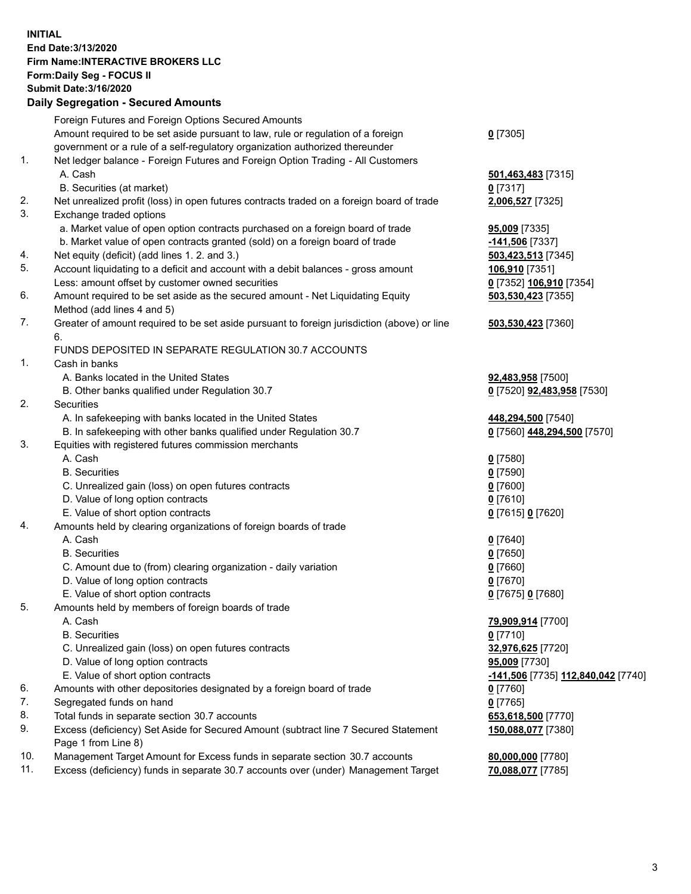**INITIAL**
**End Date:3/13/2020**
**Firm Name:INTERACTIVE BROKERS LLC**
**Form:Daily Seg - FOCUS II**
**Submit Date:3/16/2020**

**Daily Segregation - Secured Amounts**

| | | |
|---|---|---|
| | Foreign Futures and Foreign Options Secured Amounts | |
| | Amount required to be set aside pursuant to law, rule or regulation of a foreign government or a rule of a self-regulatory organization authorized thereunder | **0** [7305] |
| 1. | Net ledger balance - Foreign Futures and Foreign Option Trading - All Customers | |
| | A. Cash | **501,463,483** [7315] |
| | B. Securities (at market) | **0** [7317] |
| 2. | Net unrealized profit (loss) in open futures contracts traded on a foreign board of trade | **2,006,527** [7325] |
| 3. | Exchange traded options | |
| | a. Market value of open option contracts purchased on a foreign board of trade | **95,009** [7335] |
| | b. Market value of open contracts granted (sold) on a foreign board of trade | **-141,506** [7337] |
| 4. | Net equity (deficit) (add lines 1. 2. and 3.) | **503,423,513** [7345] |
| 5. | Account liquidating to a deficit and account with a debit balances - gross amount | **106,910** [7351] |
| | Less: amount offset by customer owned securities | **0** [7352] **106,910** [7354] |
| 6. | Amount required to be set aside as the secured amount - Net Liquidating Equity Method (add lines 4 and 5) | **503,530,423** [7355] |
| 7. | Greater of amount required to be set aside pursuant to foreign jurisdiction (above) or line 6. | **503,530,423** [7360] |
| | FUNDS DEPOSITED IN SEPARATE REGULATION 30.7 ACCOUNTS | |
| 1. | Cash in banks | |
| | A. Banks located in the United States | **92,483,958** [7500] |
| | B. Other banks qualified under Regulation 30.7 | **0** [7520] **92,483,958** [7530] |
| 2. | Securities | |
| | A. In safekeeping with banks located in the United States | **448,294,500** [7540] |
| | B. In safekeeping with other banks qualified under Regulation 30.7 | **0** [7560] **448,294,500** [7570] |
| 3. | Equities with registered futures commission merchants | |
| | A. Cash | **0** [7580] |
| | B. Securities | **0** [7590] |
| | C. Unrealized gain (loss) on open futures contracts | **0** [7600] |
| | D. Value of long option contracts | **0** [7610] |
| | E. Value of short option contracts | **0** [7615] **0** [7620] |
| 4. | Amounts held by clearing organizations of foreign boards of trade | |
| | A. Cash | **0** [7640] |
| | B. Securities | **0** [7650] |
| | C. Amount due to (from) clearing organization - daily variation | **0** [7660] |
| | D. Value of long option contracts | **0** [7670] |
| | E. Value of short option contracts | **0** [7675] **0** [7680] |
| 5. | Amounts held by members of foreign boards of trade | |
| | A. Cash | **79,909,914** [7700] |
| | B. Securities | **0** [7710] |
| | C. Unrealized gain (loss) on open futures contracts | **32,976,625** [7720] |
| | D. Value of long option contracts | **95,009** [7730] |
| | E. Value of short option contracts | **-141,506** [7735] **112,840,042** [7740] |
| 6. | Amounts with other depositories designated by a foreign board of trade | **0** [7760] |
| 7. | Segregated funds on hand | **0** [7765] |
| 8. | Total funds in separate section 30.7 accounts | **653,618,500** [7770] |
| 9. | Excess (deficiency) Set Aside for Secured Amount (subtract line 7 Secured Statement Page 1 from Line 8) | **150,088,077** [7380] |
| 10. | Management Target Amount for Excess funds in separate section 30.7 accounts | **80,000,000** [7780] |
| 11. | Excess (deficiency) funds in separate 30.7 accounts over (under) Management Target | **70,088,077** [7785] |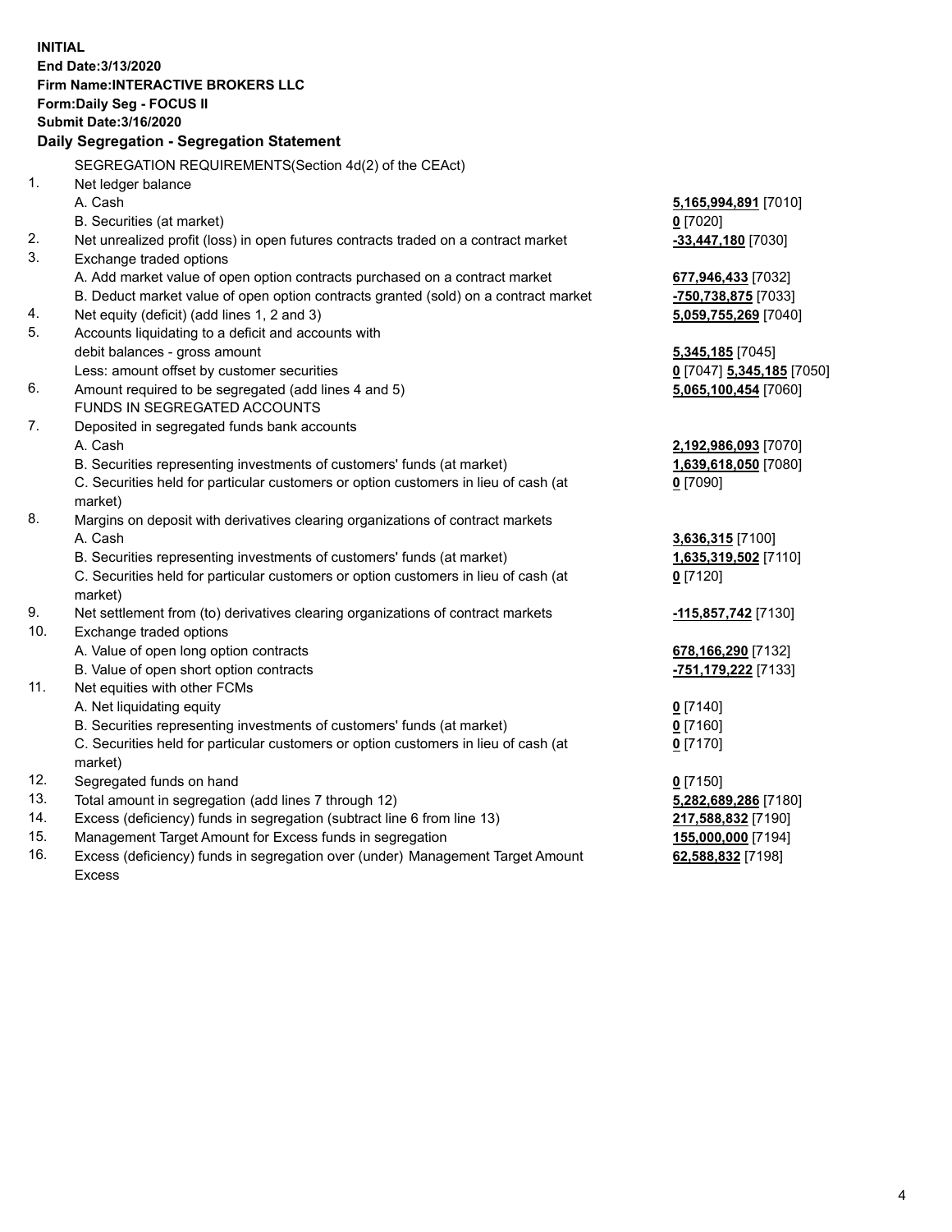**INITIAL**
**End Date:3/13/2020**
**Firm Name:INTERACTIVE BROKERS LLC**
**Form:Daily Seg - FOCUS II**
**Submit Date:3/16/2020**

**Daily Segregation - Segregation Statement**

SEGREGATION REQUIREMENTS(Section 4d(2) of the CEAct)

| | | |
|---|---|---|
| 1. | Net ledger balance | |
| | A. Cash | **5,165,994,891** [7010] |
| | B. Securities (at market) | **0** [7020] |
| 2. | Net unrealized profit (loss) in open futures contracts traded on a contract market | **-33,447,180** [7030] |
| 3. | Exchange traded options | |
| | A. Add market value of open option contracts purchased on a contract market | **677,946,433** [7032] |
| | B. Deduct market value of open option contracts granted (sold) on a contract market | **-750,738,875** [7033] |
| 4. | Net equity (deficit) (add lines 1, 2 and 3) | **5,059,755,269** [7040] |
| 5. | Accounts liquidating to a deficit and accounts with debit balances - gross amount | **5,345,185** [7045] |
| | Less: amount offset by customer securities | **0** [7047] **5,345,185** [7050] |
| 6. | Amount required to be segregated (add lines 4 and 5) | **5,065,100,454** [7060] |
| | FUNDS IN SEGREGATED ACCOUNTS | |
| 7. | Deposited in segregated funds bank accounts | |
| | A. Cash | **2,192,986,093** [7070] |
| | B. Securities representing investments of customers' funds (at market) | **1,639,618,050** [7080] |
| | C. Securities held for particular customers or option customers in lieu of cash (at market) | **0** [7090] |
| 8. | Margins on deposit with derivatives clearing organizations of contract markets | |
| | A. Cash | **3,636,315** [7100] |
| | B. Securities representing investments of customers' funds (at market) | **1,635,319,502** [7110] |
| | C. Securities held for particular customers or option customers in lieu of cash (at market) | **0** [7120] |
| 9. | Net settlement from (to) derivatives clearing organizations of contract markets | **-115,857,742** [7130] |
| 10. | Exchange traded options | |
| | A. Value of open long option contracts | **678,166,290** [7132] |
| | B. Value of open short option contracts | **-751,179,222** [7133] |
| 11. | Net equities with other FCMs | |
| | A. Net liquidating equity | **0** [7140] |
| | B. Securities representing investments of customers' funds (at market) | **0** [7160] |
| | C. Securities held for particular customers or option customers in lieu of cash (at market) | **0** [7170] |
| 12. | Segregated funds on hand | **0** [7150] |
| 13. | Total amount in segregation (add lines 7 through 12) | **5,282,689,286** [7180] |
| 14. | Excess (deficiency) funds in segregation (subtract line 6 from line 13) | **217,588,832** [7190] |
| 15. | Management Target Amount for Excess funds in segregation | **155,000,000** [7194] |
| 16. | Excess (deficiency) funds in segregation over (under) Management Target Amount Excess | **62,588,832** [7198] |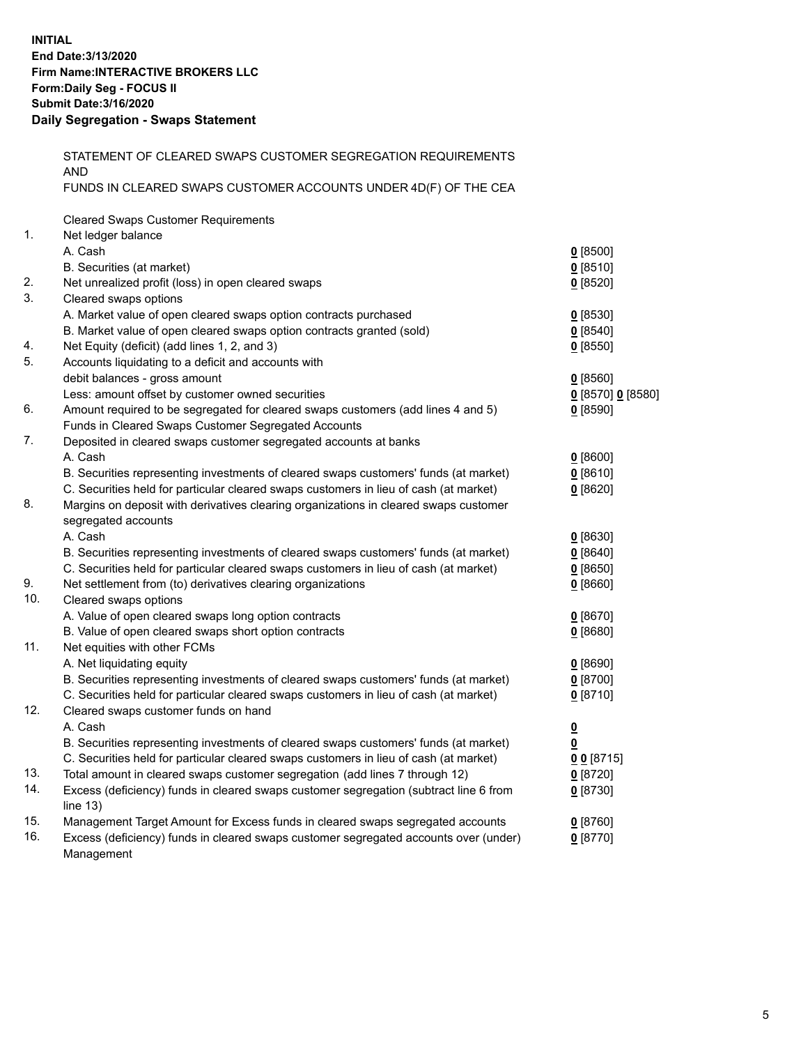**INITIAL**
**End Date:3/13/2020**
**Firm Name:INTERACTIVE BROKERS LLC**
**Form:Daily Seg - FOCUS II**
**Submit Date:3/16/2020**
**Daily Segregation - Swaps Statement**

STATEMENT OF CLEARED SWAPS CUSTOMER SEGREGATION REQUIREMENTS AND FUNDS IN CLEARED SWAPS CUSTOMER ACCOUNTS UNDER 4D(F) OF THE CEA

| | | |
|---|---|---|
| | Cleared Swaps Customer Requirements | |
| 1. | Net ledger balance | |
| | A. Cash | 0 [8500] |
| | B. Securities (at market) | 0 [8510] |
| 2. | Net unrealized profit (loss) in open cleared swaps | 0 [8520] |
| 3. | Cleared swaps options | |
| | A. Market value of open cleared swaps option contracts purchased | 0 [8530] |
| | B. Market value of open cleared swaps option contracts granted (sold) | 0 [8540] |
| 4. | Net Equity (deficit) (add lines 1, 2, and 3) | 0 [8550] |
| 5. | Accounts liquidating to a deficit and accounts with debit balances - gross amount | 0 [8560] |
| | Less: amount offset by customer owned securities | 0 [8570] 0 [8580] |
| 6. | Amount required to be segregated for cleared swaps customers (add lines 4 and 5) | 0 [8590] |
| | Funds in Cleared Swaps Customer Segregated Accounts | |
| 7. | Deposited in cleared swaps customer segregated accounts at banks | |
| | A. Cash | 0 [8600] |
| | B. Securities representing investments of cleared swaps customers' funds (at market) | 0 [8610] |
| | C. Securities held for particular cleared swaps customers in lieu of cash (at market) | 0 [8620] |
| 8. | Margins on deposit with derivatives clearing organizations in cleared swaps customer segregated accounts | |
| | A. Cash | 0 [8630] |
| | B. Securities representing investments of cleared swaps customers' funds (at market) | 0 [8640] |
| | C. Securities held for particular cleared swaps customers in lieu of cash (at market) | 0 [8650] |
| 9. | Net settlement from (to) derivatives clearing organizations | 0 [8660] |
| 10. | Cleared swaps options | |
| | A. Value of open cleared swaps long option contracts | 0 [8670] |
| | B. Value of open cleared swaps short option contracts | 0 [8680] |
| 11. | Net equities with other FCMs | |
| | A. Net liquidating equity | 0 [8690] |
| | B. Securities representing investments of cleared swaps customers' funds (at market) | 0 [8700] |
| | C. Securities held for particular cleared swaps customers in lieu of cash (at market) | 0 [8710] |
| 12. | Cleared swaps customer funds on hand | |
| | A. Cash | 0 |
| | B. Securities representing investments of cleared swaps customers' funds (at market) | 0 |
| | C. Securities held for particular cleared swaps customers in lieu of cash (at market) | 0 0 [8715] |
| 13. | Total amount in cleared swaps customer segregation (add lines 7 through 12) | 0 [8720] |
| 14. | Excess (deficiency) funds in cleared swaps customer segregation (subtract line 6 from line 13) | 0 [8730] |
| 15. | Management Target Amount for Excess funds in cleared swaps segregated accounts | 0 [8760] |
| 16. | Excess (deficiency) funds in cleared swaps customer segregated accounts over (under) Management | 0 [8770] |